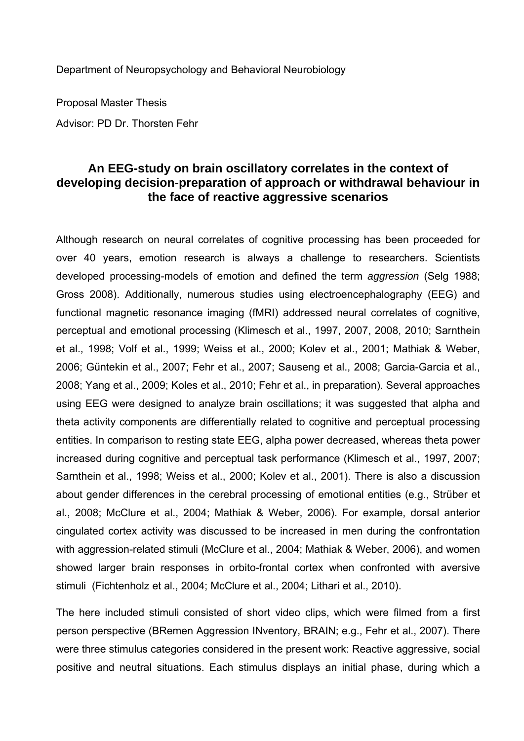Department of Neuropsychology and Behavioral Neurobiology

Proposal Master Thesis

Advisor: PD Dr. Thorsten Fehr

# An EEG-study on brain oscillatory correlates in the context of developing decision-preparation of approach or withdrawal behaviour in the face of reactive aggressive scenarios

Although research on neural correlates of cognitive processing has been proceeded for over 40 years, emotion research is always a challenge to researchers. Scientists developed processing-models of emotion and defined the term *aggression* (Selg 1988; Gross 2008). Additionally, numerous studies using electroencephalography (EEG) and functional magnetic resonance imaging (fMRI) addressed neural correlates of cognitive, perceptual and emotional processing (Klimesch et al., 1997, 2007, 2008, 2010; Sarnthein et al., 1998; Volf et al., 1999; Weiss et al., 2000; Kolev et al., 2001; Mathiak & Weber, 2006; Güntekin et al., 2007; Fehr et al., 2007; Sauseng et al., 2008; Garcia-Garcia et al., 2008; Yang et al., 2009; Koles et al., 2010; Fehr et al., in preparation). Several approaches using EEG were designed to analyze brain oscillations; it was suggested that alpha and theta activity components are differentially related to cognitive and perceptual processing entities. In comparison to resting state EEG, alpha power decreased, whereas theta power increased during cognitive and perceptual task performance (Klimesch et al., 1997, 2007; Sarnthein et al., 1998; Weiss et al., 2000; Kolev et al., 2001). There is also a discussion about gender differences in the cerebral processing of emotional entities (e.g., Strüber et al., 2008; McClure et al., 2004; Mathiak & Weber, 2006). For example, dorsal anterior cingulated cortex activity was discussed to be increased in men during the confrontation with aggression-related stimuli (McClure et al., 2004; Mathiak & Weber, 2006), and women showed larger brain responses in orbito-frontal cortex when confronted with aversive stimuli (Fichtenholz et al., 2004; McClure et al., 2004; Lithari et al., 2010).

The here included stimuli consisted of short video clips, which were filmed from a first person perspective (BRemen Aggression INventory, BRAIN; e.g., Fehr et al., 2007). There were three stimulus categories considered in the present work: Reactive aggressive, social positive and neutral situations. Each stimulus displays an initial phase, during which a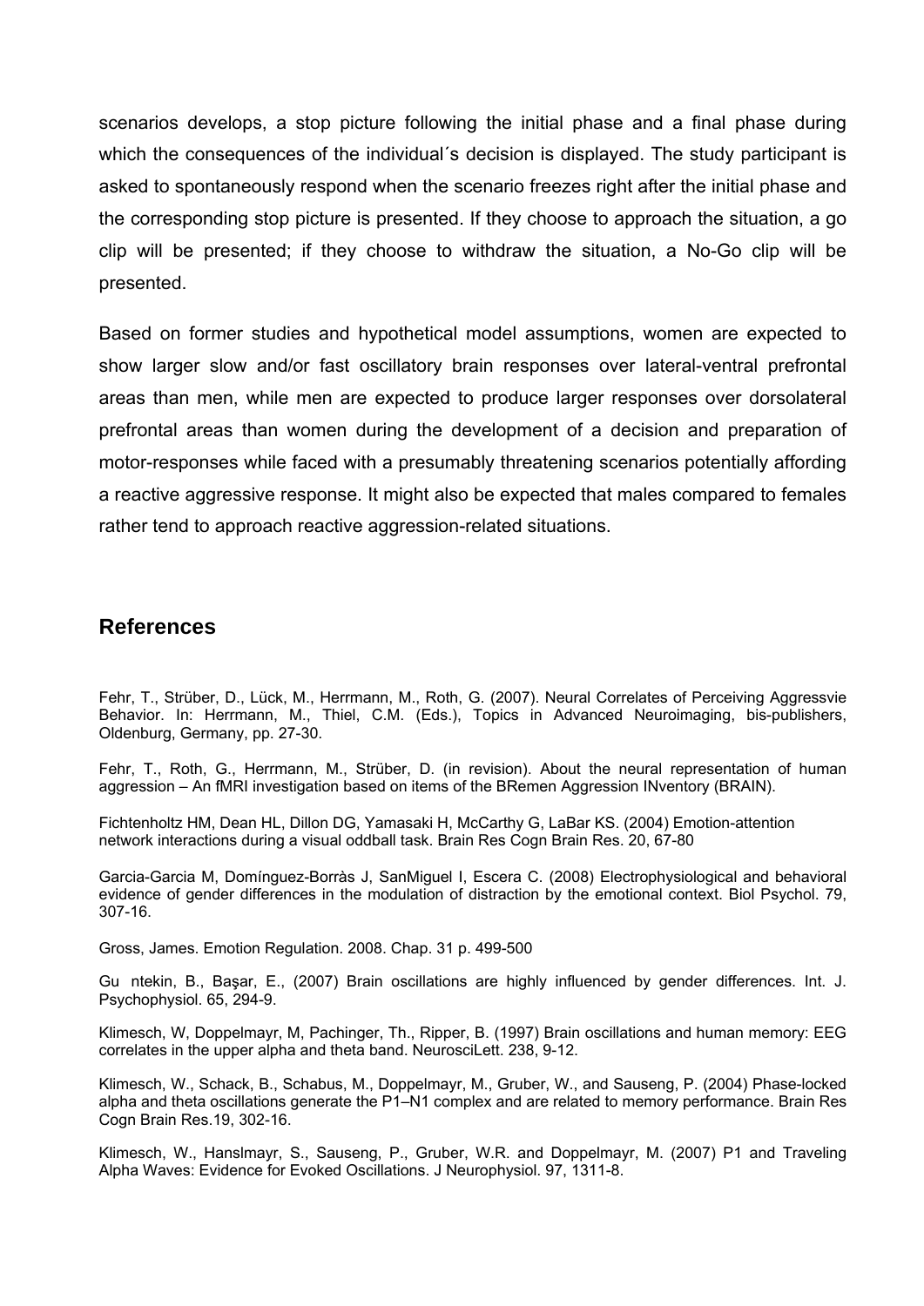scenarios develops, a stop picture following the initial phase and a final phase during which the consequences of the individual´s decision is displayed. The study participant is asked to spontaneously respond when the scenario freezes right after the initial phase and the corresponding stop picture is presented. If they choose to approach the situation, a go clip will be presented; if they choose to withdraw the situation, a No-Go clip will be presented.

Based on former studies and hypothetical model assumptions, women are expected to show larger slow and/or fast oscillatory brain responses over lateral-ventral prefrontal areas than men, while men are expected to produce larger responses over dorsolateral prefrontal areas than women during the development of a decision and preparation of motor-responses while faced with a presumably threatening scenarios potentially affording a reactive aggressive response. It might also be expected that males compared to females rather tend to approach reactive aggression-related situations.

## References

Fehr, T., Strüber, D., Lück, M., Herrmann, M., Roth, G. (2007). Neural Correlates of Perceiving Aggressvie Behavior. In: Herrmann, M., Thiel, C.M. (Eds.), Topics in Advanced Neuroimaging, bis-publishers, Oldenburg, Germany, pp. 27-30.

Fehr, T., Roth, G., Herrmann, M., Strüber, D. (in revision). About the neural representation of human aggression – An fMRI investigation based on items of the BRemen Aggression INventory (BRAIN).

Fichtenholtz HM, Dean HL, Dillon DG, Yamasaki H, McCarthy G, LaBar KS. (2004) Emotion-attention network interactions during a visual oddball task. Brain Res Cogn Brain Res. 20, 67-80

Garcia-Garcia M, Domínguez-Borràs J, SanMiguel I, Escera C. (2008) Electrophysiological and behavioral evidence of gender differences in the modulation of distraction by the emotional context. Biol Psychol. 79, 307-16.

Gross, James. Emotion Regulation. 2008. Chap. 31 p. 499-500

Gu ntekin, B., Başar, E., (2007) Brain oscillations are highly influenced by gender differences. Int. J. Psychophysiol. 65, 294-9.

Klimesch, W, Doppelmayr, M, Pachinger, Th., Ripper, B. (1997) Brain oscillations and human memory: EEG correlates in the upper alpha and theta band. NeurosciLett. 238, 9-12.

Klimesch, W., Schack, B., Schabus, M., Doppelmayr, M., Gruber, W., and Sauseng, P. (2004) Phase-locked alpha and theta oscillations generate the P1–N1 complex and are related to memory performance. Brain Res Cogn Brain Res.19, 302-16.

Klimesch, W., Hanslmayr, S., Sauseng, P., Gruber, W.R. and Doppelmayr, M. (2007) P1 and Traveling Alpha Waves: Evidence for Evoked Oscillations. J Neurophysiol. 97, 1311-8.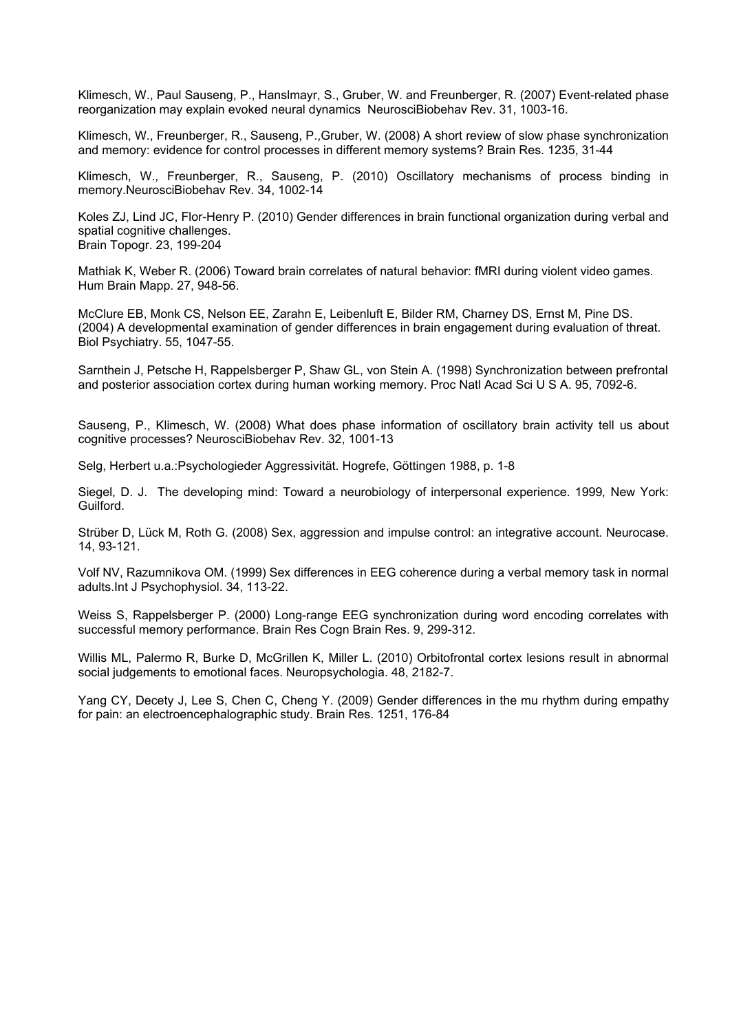Klimesch, W., Paul Sauseng, P., Hanslmayr, S., Gruber, W. and Freunberger, R. (2007) Event-related phase reorganization may explain evoked neural dynamics NeurosciBiobehav Rev. 31, 1003-16.

Klimesch, W., Freunberger, R., Sauseng, P.,Gruber, W. (2008) A short review of slow phase synchronization and memory: evidence for control processes in different memory systems? Brain Res. 1235, 31-44

Klimesch, W., Freunberger, R., Sauseng, P. (2010) Oscillatory mechanisms of process binding in memory.NeurosciBiobehav Rev. 34, 1002-14

Koles ZJ, Lind JC, Flor-Henry P. (2010) Gender differences in brain functional organization during verbal and spatial cognitive challenges.
Brain Topogr. 23, 199-204

Mathiak K, Weber R. (2006) Toward brain correlates of natural behavior: fMRI during violent video games. Hum Brain Mapp. 27, 948-56.

McClure EB, Monk CS, Nelson EE, Zarahn E, Leibenluft E, Bilder RM, Charney DS, Ernst M, Pine DS. (2004) A developmental examination of gender differences in brain engagement during evaluation of threat. Biol Psychiatry. 55, 1047-55.

Sarnthein J, Petsche H, Rappelsberger P, Shaw GL, von Stein A. (1998) Synchronization between prefrontal and posterior association cortex during human working memory. Proc Natl Acad Sci U S A. 95, 7092-6.

Sauseng, P., Klimesch, W. (2008) What does phase information of oscillatory brain activity tell us about cognitive processes? NeurosciBiobehav Rev. 32, 1001-13

Selg, Herbert u.a.:Psychologieder Aggressivität. Hogrefe, Göttingen 1988, p. 1-8

Siegel, D. J. The developing mind: Toward a neurobiology of interpersonal experience. 1999, New York: Guilford.

Strüber D, Lück M, Roth G. (2008) Sex, aggression and impulse control: an integrative account. Neurocase. 14, 93-121.

Volf NV, Razumnikova OM. (1999) Sex differences in EEG coherence during a verbal memory task in normal adults.Int J Psychophysiol. 34, 113-22.

Weiss S, Rappelsberger P. (2000) Long-range EEG synchronization during word encoding correlates with successful memory performance. Brain Res Cogn Brain Res. 9, 299-312.

Willis ML, Palermo R, Burke D, McGrillen K, Miller L. (2010) Orbitofrontal cortex lesions result in abnormal social judgements to emotional faces. Neuropsychologia. 48, 2182-7.

Yang CY, Decety J, Lee S, Chen C, Cheng Y. (2009) Gender differences in the mu rhythm during empathy for pain: an electroencephalographic study. Brain Res. 1251, 176-84